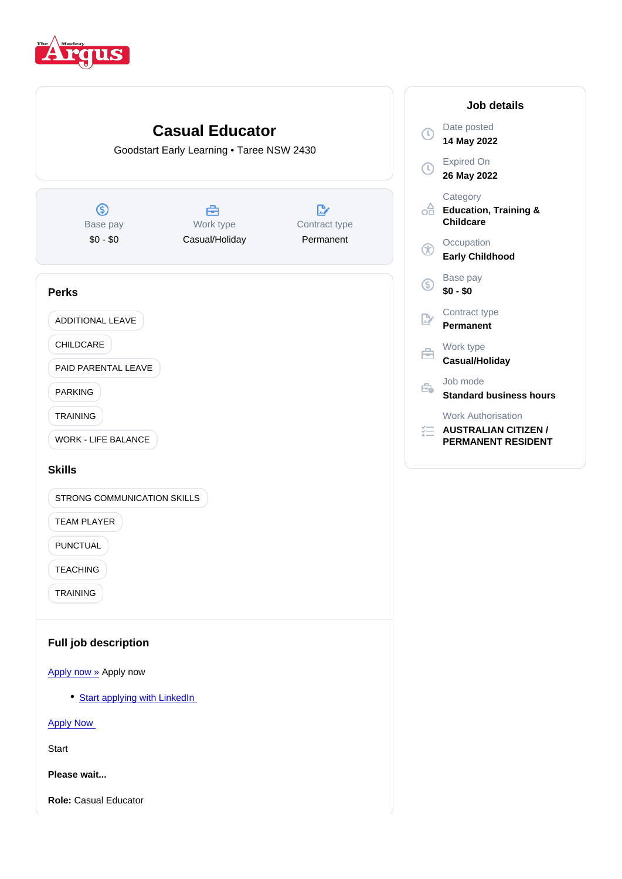# Casual Educator

Goodstart Early Learning • Taree NSW 2430

| Base pay | Work type | Contract type |
|---|---|---|
| $0 - $0 | Casual/Holiday | Permanent |

## Perks

- ADDITIONAL LEAVE
- CHILDCARE
- PAID PARENTAL LEAVE
- PARKING
- TRAINING
- WORK - LIFE BALANCE

## Skills

- STRONG COMMUNICATION SKILLS
- TEAM PLAYER
- PUNCTUAL
- TEACHING
- TRAINING

## Full job description

Apply now » Apply now

- Start applying with LinkedIn

Apply Now

Start

**Please wait...**

**Role:** Casual Educator

## Job details

Date posted
**14 May 2022**

Expired On
**26 May 2022**

Category
**Education, Training & Childcare**

Occupation
**Early Childhood**

Base pay
**$0 - $0**

Contract type
**Permanent**

Work type
**Casual/Holiday**

Job mode
**Standard business hours**

Work Authorisation
**AUSTRALIAN CITIZEN / PERMANENT RESIDENT**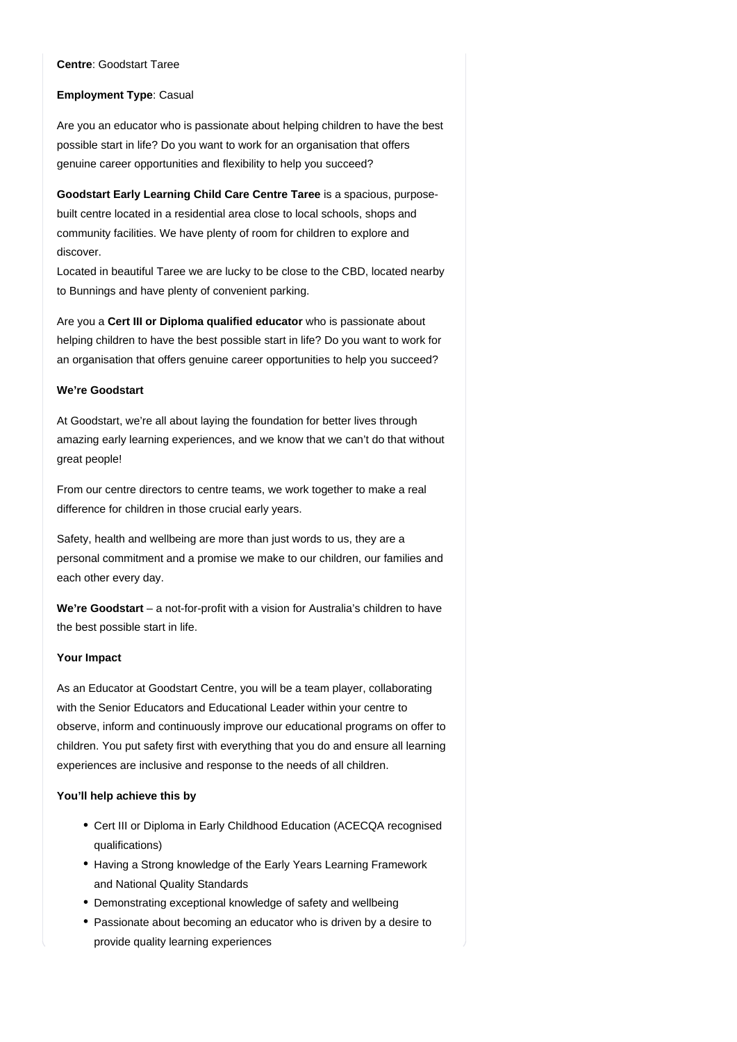**Centre**: Goodstart Taree

**Employment Type**: Casual

Are you an educator who is passionate about helping children to have the best possible start in life? Do you want to work for an organisation that offers genuine career opportunities and flexibility to help you succeed?

**Goodstart Early Learning Child Care Centre Taree** is a spacious, purpose-built centre located in a residential area close to local schools, shops and community facilities. We have plenty of room for children to explore and discover.
Located in beautiful Taree we are lucky to be close to the CBD, located nearby to Bunnings and have plenty of convenient parking.

Are you a **Cert III or Diploma qualified educator** who is passionate about helping children to have the best possible start in life? Do you want to work for an organisation that offers genuine career opportunities to help you succeed?

**We're Goodstart**

At Goodstart, we're all about laying the foundation for better lives through amazing early learning experiences, and we know that we can't do that without great people!

From our centre directors to centre teams, we work together to make a real difference for children in those crucial early years.

Safety, health and wellbeing are more than just words to us, they are a personal commitment and a promise we make to our children, our families and each other every day.

**We're Goodstart** – a not-for-profit with a vision for Australia's children to have the best possible start in life.

**Your Impact**

As an Educator at Goodstart Centre, you will be a team player, collaborating with the Senior Educators and Educational Leader within your centre to observe, inform and continuously improve our educational programs on offer to children. You put safety first with everything that you do and ensure all learning experiences are inclusive and response to the needs of all children.

**You'll help achieve this by**

- Cert III or Diploma in Early Childhood Education (ACECQA recognised qualifications)
- Having a Strong knowledge of the Early Years Learning Framework and National Quality Standards
- Demonstrating exceptional knowledge of safety and wellbeing
- Passionate about becoming an educator who is driven by a desire to provide quality learning experiences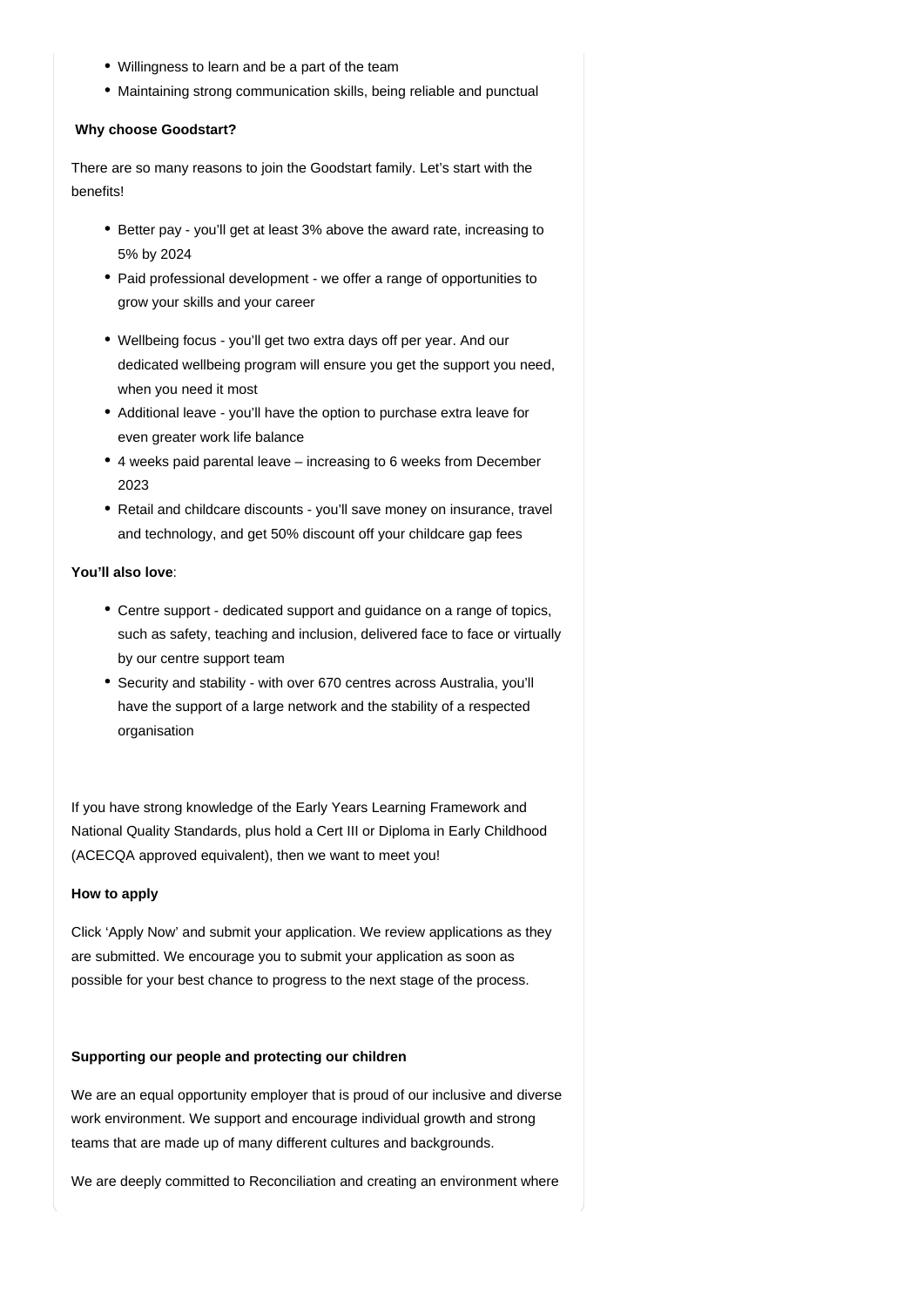- Willingness to learn and be a part of the team
- Maintaining strong communication skills, being reliable and punctual

**Why choose Goodstart?**

There are so many reasons to join the Goodstart family. Let's start with the benefits!

- Better pay - you'll get at least 3% above the award rate, increasing to 5% by 2024
- Paid professional development - we offer a range of opportunities to grow your skills and your career
- Wellbeing focus - you'll get two extra days off per year. And our dedicated wellbeing program will ensure you get the support you need, when you need it most
- Additional leave - you'll have the option to purchase extra leave for even greater work life balance
- 4 weeks paid parental leave – increasing to 6 weeks from December 2023
- Retail and childcare discounts - you'll save money on insurance, travel and technology, and get 50% discount off your childcare gap fees

**You'll also love**:

- Centre support - dedicated support and guidance on a range of topics, such as safety, teaching and inclusion, delivered face to face or virtually by our centre support team
- Security and stability - with over 670 centres across Australia, you'll have the support of a large network and the stability of a respected organisation

If you have strong knowledge of the Early Years Learning Framework and National Quality Standards, plus hold a Cert III or Diploma in Early Childhood (ACECQA approved equivalent), then we want to meet you!

**How to apply**

Click 'Apply Now' and submit your application. We review applications as they are submitted. We encourage you to submit your application as soon as possible for your best chance to progress to the next stage of the process.

**Supporting our people and protecting our children**

We are an equal opportunity employer that is proud of our inclusive and diverse work environment. We support and encourage individual growth and strong teams that are made up of many different cultures and backgrounds.

We are deeply committed to Reconciliation and creating an environment where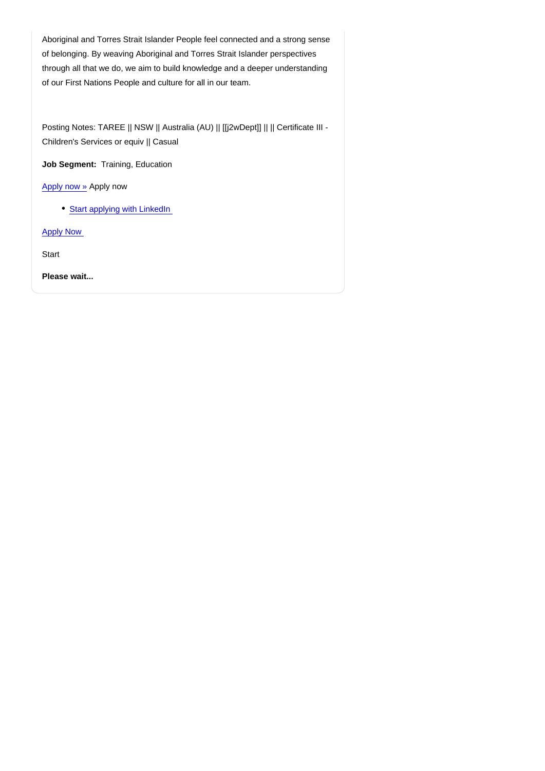Aboriginal and Torres Strait Islander People feel connected and a strong sense of belonging. By weaving Aboriginal and Torres Strait Islander perspectives through all that we do, we aim to build knowledge and a deeper understanding of our First Nations People and culture for all in our team.

Posting Notes: TAREE || NSW || Australia (AU) || [[j2wDept]] || || Certificate III - Children's Services or equiv || Casual

**Job Segment:** Training, Education

Apply now » Apply now

- Start applying with LinkedIn

Apply Now

Start

**Please wait...**